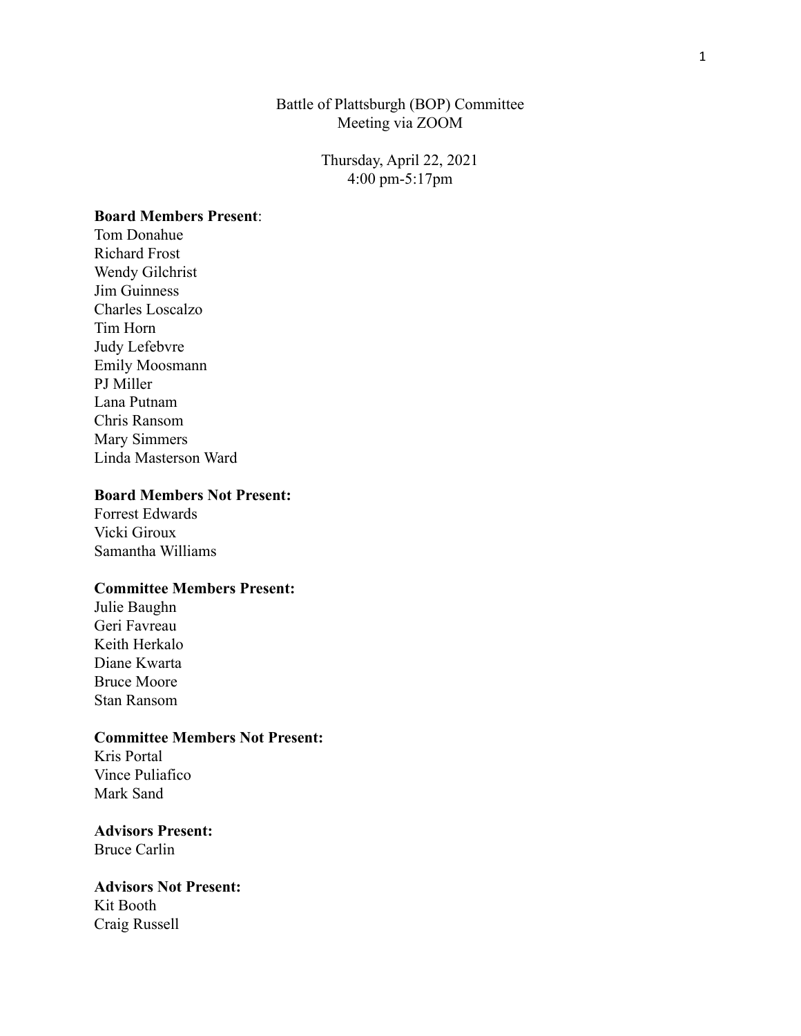Battle of Plattsburgh (BOP) Committee
Meeting via ZOOM

Thursday, April 22, 2021
4:00 pm-5:17pm

**Board Members Present**:
Tom Donahue
Richard Frost
Wendy Gilchrist
Jim Guinness
Charles Loscalzo
Tim Horn
Judy Lefebvre
Emily Moosmann
PJ Miller
Lana Putnam
Chris Ransom
Mary Simmers
Linda Masterson Ward

**Board Members Not Present:**
Forrest Edwards
Vicki Giroux
Samantha Williams

**Committee Members Present:**
Julie Baughn
Geri Favreau
Keith Herkalo
Diane Kwarta
Bruce Moore
Stan Ransom

**Committee Members Not Present:**
Kris Portal
Vince Puliafico
Mark Sand

**Advisors Present:**
Bruce Carlin

**Advisors Not Present:**
Kit Booth
Craig Russell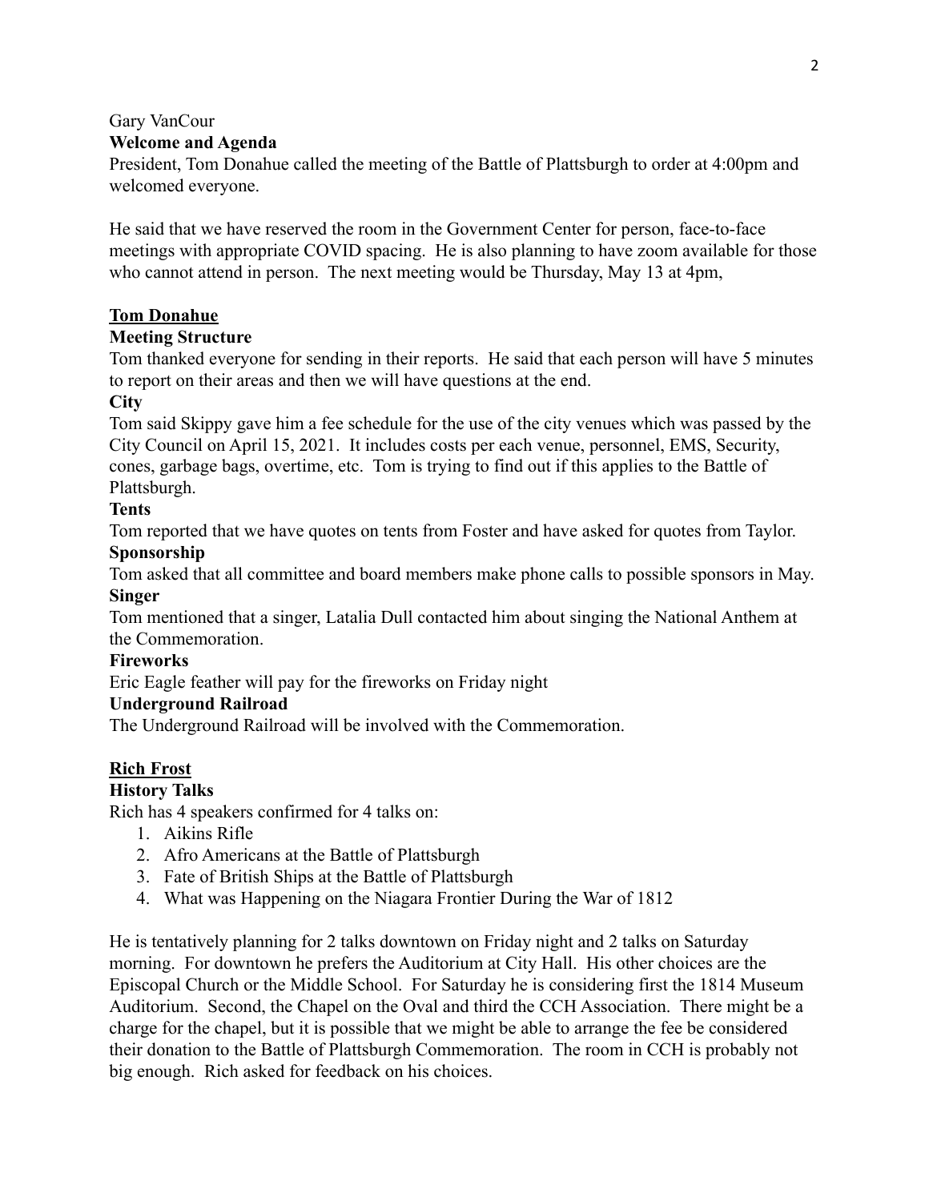Gary VanCour

**Welcome and Agenda**

President, Tom Donahue called the meeting of the Battle of Plattsburgh to order at 4:00pm and welcomed everyone.

He said that we have reserved the room in the Government Center for person, face-to-face meetings with appropriate COVID spacing. He is also planning to have zoom available for those who cannot attend in person. The next meeting would be Thursday, May 13 at 4pm,

**<u>Tom Donahue</u>**

**Meeting Structure**

Tom thanked everyone for sending in their reports. He said that each person will have 5 minutes to report on their areas and then we will have questions at the end.

**City**

Tom said Skippy gave him a fee schedule for the use of the city venues which was passed by the City Council on April 15, 2021. It includes costs per each venue, personnel, EMS, Security, cones, garbage bags, overtime, etc. Tom is trying to find out if this applies to the Battle of Plattsburgh.

**Tents**

Tom reported that we have quotes on tents from Foster and have asked for quotes from Taylor.

**Sponsorship**

Tom asked that all committee and board members make phone calls to possible sponsors in May.

**Singer**

Tom mentioned that a singer, Latalia Dull contacted him about singing the National Anthem at the Commemoration.

**Fireworks**

Eric Eagle feather will pay for the fireworks on Friday night

**Underground Railroad**

The Underground Railroad will be involved with the Commemoration.

**<u>Rich Frost</u>**

**History Talks**

Rich has 4 speakers confirmed for 4 talks on:

1. Aikins Rifle
2. Afro Americans at the Battle of Plattsburgh
3. Fate of British Ships at the Battle of Plattsburgh
4. What was Happening on the Niagara Frontier During the War of 1812

He is tentatively planning for 2 talks downtown on Friday night and 2 talks on Saturday morning. For downtown he prefers the Auditorium at City Hall. His other choices are the Episcopal Church or the Middle School. For Saturday he is considering first the 1814 Museum Auditorium. Second, the Chapel on the Oval and third the CCH Association. There might be a charge for the chapel, but it is possible that we might be able to arrange the fee be considered their donation to the Battle of Plattsburgh Commemoration. The room in CCH is probably not big enough. Rich asked for feedback on his choices.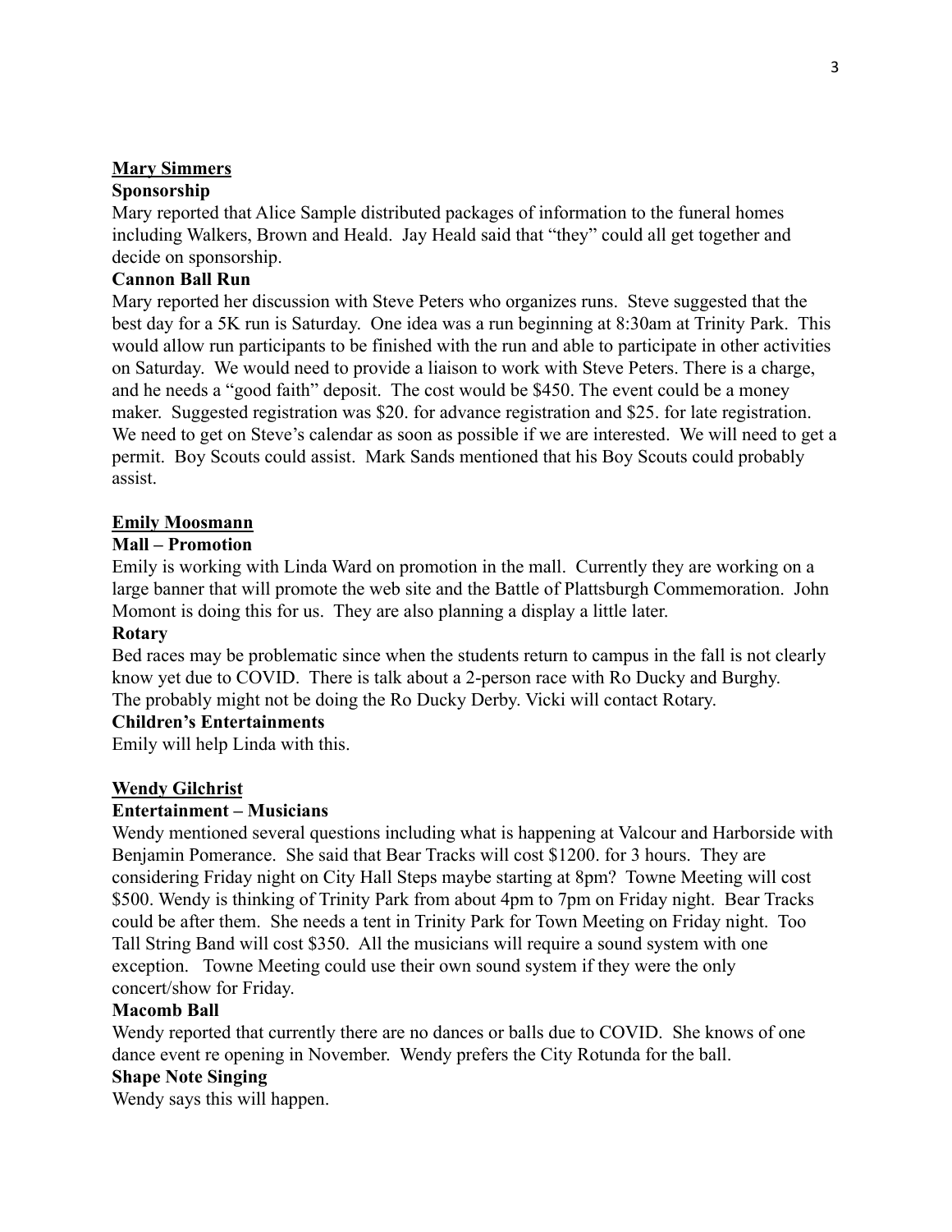## Mary Simmers

### Sponsorship

Mary reported that Alice Sample distributed packages of information to the funeral homes including Walkers, Brown and Heald. Jay Heald said that "they" could all get together and decide on sponsorship.

### Cannon Ball Run

Mary reported her discussion with Steve Peters who organizes runs. Steve suggested that the best day for a 5K run is Saturday. One idea was a run beginning at 8:30am at Trinity Park. This would allow run participants to be finished with the run and able to participate in other activities on Saturday. We would need to provide a liaison to work with Steve Peters. There is a charge, and he needs a "good faith" deposit. The cost would be $450. The event could be a money maker. Suggested registration was $20. for advance registration and $25. for late registration. We need to get on Steve's calendar as soon as possible if we are interested. We will need to get a permit. Boy Scouts could assist. Mark Sands mentioned that his Boy Scouts could probably assist.

## Emily Moosmann

### Mall – Promotion

Emily is working with Linda Ward on promotion in the mall. Currently they are working on a large banner that will promote the web site and the Battle of Plattsburgh Commemoration. John Momont is doing this for us. They are also planning a display a little later.

### Rotary

Bed races may be problematic since when the students return to campus in the fall is not clearly know yet due to COVID. There is talk about a 2-person race with Ro Ducky and Burghy. The probably might not be doing the Ro Ducky Derby. Vicki will contact Rotary.

### Children's Entertainments

Emily will help Linda with this.

## Wendy Gilchrist

### Entertainment – Musicians

Wendy mentioned several questions including what is happening at Valcour and Harborside with Benjamin Pomerance. She said that Bear Tracks will cost $1200. for 3 hours. They are considering Friday night on City Hall Steps maybe starting at 8pm? Towne Meeting will cost $500. Wendy is thinking of Trinity Park from about 4pm to 7pm on Friday night. Bear Tracks could be after them. She needs a tent in Trinity Park for Town Meeting on Friday night. Too Tall String Band will cost $350. All the musicians will require a sound system with one exception. Towne Meeting could use their own sound system if they were the only concert/show for Friday.

### Macomb Ball

Wendy reported that currently there are no dances or balls due to COVID. She knows of one dance event re opening in November. Wendy prefers the City Rotunda for the ball.

### Shape Note Singing

Wendy says this will happen.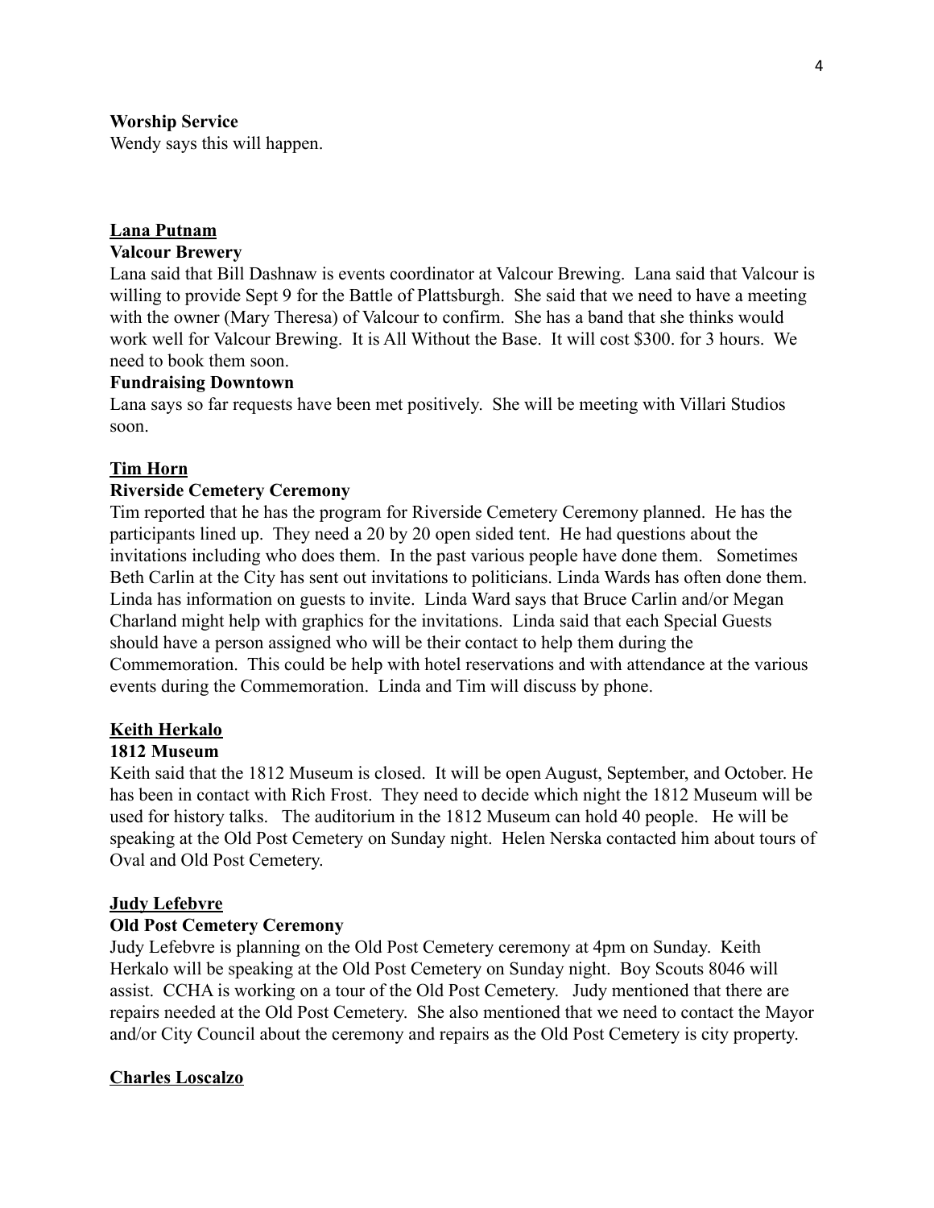**Worship Service**

Wendy says this will happen.

<u>**Lana Putnam**</u>

**Valcour Brewery**

Lana said that Bill Dashnaw is events coordinator at Valcour Brewing. Lana said that Valcour is willing to provide Sept 9 for the Battle of Plattsburgh. She said that we need to have a meeting with the owner (Mary Theresa) of Valcour to confirm. She has a band that she thinks would work well for Valcour Brewing. It is All Without the Base. It will cost $300. for 3 hours. We need to book them soon.

**Fundraising Downtown**

Lana says so far requests have been met positively. She will be meeting with Villari Studios soon.

<u>**Tim Horn**</u>

**Riverside Cemetery Ceremony**

Tim reported that he has the program for Riverside Cemetery Ceremony planned. He has the participants lined up. They need a 20 by 20 open sided tent. He had questions about the invitations including who does them. In the past various people have done them. Sometimes Beth Carlin at the City has sent out invitations to politicians. Linda Wards has often done them. Linda has information on guests to invite. Linda Ward says that Bruce Carlin and/or Megan Charland might help with graphics for the invitations. Linda said that each Special Guests should have a person assigned who will be their contact to help them during the Commemoration. This could be help with hotel reservations and with attendance at the various events during the Commemoration. Linda and Tim will discuss by phone.

<u>**Keith Herkalo**</u>

**1812 Museum**

Keith said that the 1812 Museum is closed. It will be open August, September, and October. He has been in contact with Rich Frost. They need to decide which night the 1812 Museum will be used for history talks. The auditorium in the 1812 Museum can hold 40 people. He will be speaking at the Old Post Cemetery on Sunday night. Helen Nerska contacted him about tours of Oval and Old Post Cemetery.

<u>**Judy Lefebvre**</u>

**Old Post Cemetery Ceremony**

Judy Lefebvre is planning on the Old Post Cemetery ceremony at 4pm on Sunday. Keith Herkalo will be speaking at the Old Post Cemetery on Sunday night. Boy Scouts 8046 will assist. CCHA is working on a tour of the Old Post Cemetery. Judy mentioned that there are repairs needed at the Old Post Cemetery. She also mentioned that we need to contact the Mayor and/or City Council about the ceremony and repairs as the Old Post Cemetery is city property.

<u>**Charles Loscalzo**</u>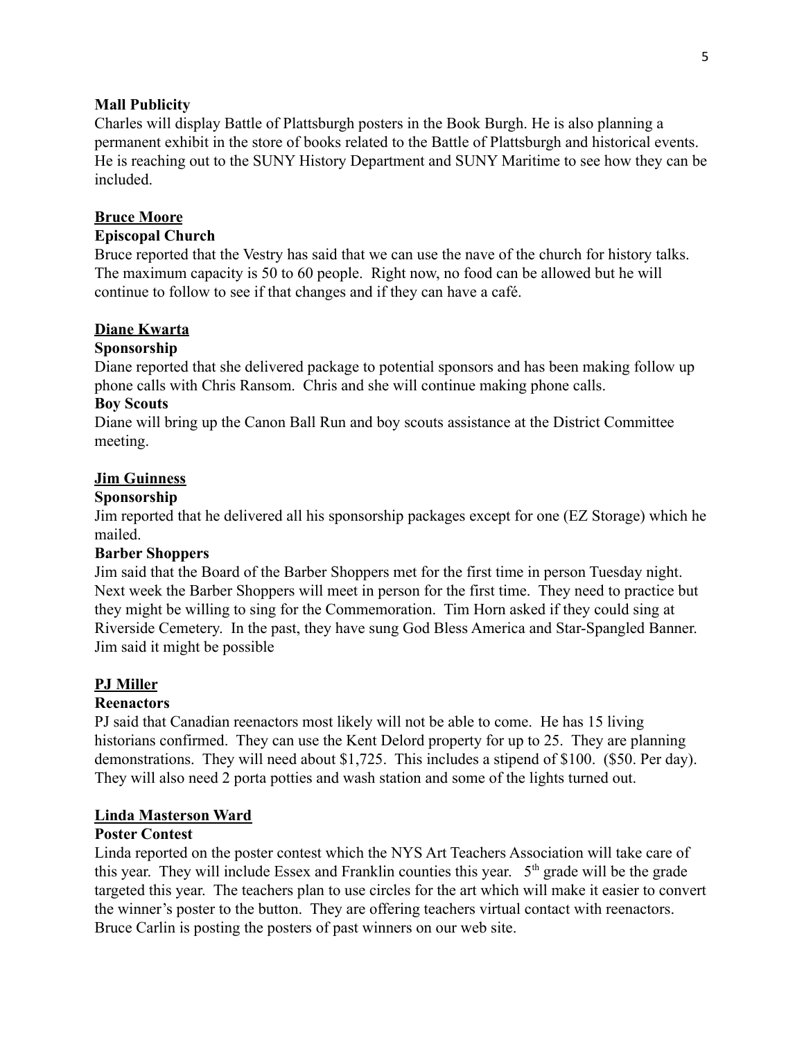**Mall Publicity**

Charles will display Battle of Plattsburgh posters in the Book Burgh. He is also planning a permanent exhibit in the store of books related to the Battle of Plattsburgh and historical events. He is reaching out to the SUNY History Department and SUNY Maritime to see how they can be included.

**Bruce Moore**

**Episcopal Church**

Bruce reported that the Vestry has said that we can use the nave of the church for history talks. The maximum capacity is 50 to 60 people. Right now, no food can be allowed but he will continue to follow to see if that changes and if they can have a café.

**Diane Kwarta**

**Sponsorship**

Diane reported that she delivered package to potential sponsors and has been making follow up phone calls with Chris Ransom. Chris and she will continue making phone calls.

**Boy Scouts**

Diane will bring up the Canon Ball Run and boy scouts assistance at the District Committee meeting.

**Jim Guinness**

**Sponsorship**

Jim reported that he delivered all his sponsorship packages except for one (EZ Storage) which he mailed.

**Barber Shoppers**

Jim said that the Board of the Barber Shoppers met for the first time in person Tuesday night. Next week the Barber Shoppers will meet in person for the first time. They need to practice but they might be willing to sing for the Commemoration. Tim Horn asked if they could sing at Riverside Cemetery. In the past, they have sung God Bless America and Star-Spangled Banner. Jim said it might be possible

**PJ Miller**

**Reenactors**

PJ said that Canadian reenactors most likely will not be able to come. He has 15 living historians confirmed. They can use the Kent Delord property for up to 25. They are planning demonstrations. They will need about $1,725. This includes a stipend of $100. ($50. Per day). They will also need 2 porta potties and wash station and some of the lights turned out.

**Linda Masterson Ward**

**Poster Contest**

Linda reported on the poster contest which the NYS Art Teachers Association will take care of this year. They will include Essex and Franklin counties this year. 5th grade will be the grade targeted this year. The teachers plan to use circles for the art which will make it easier to convert the winner's poster to the button. They are offering teachers virtual contact with reenactors. Bruce Carlin is posting the posters of past winners on our web site.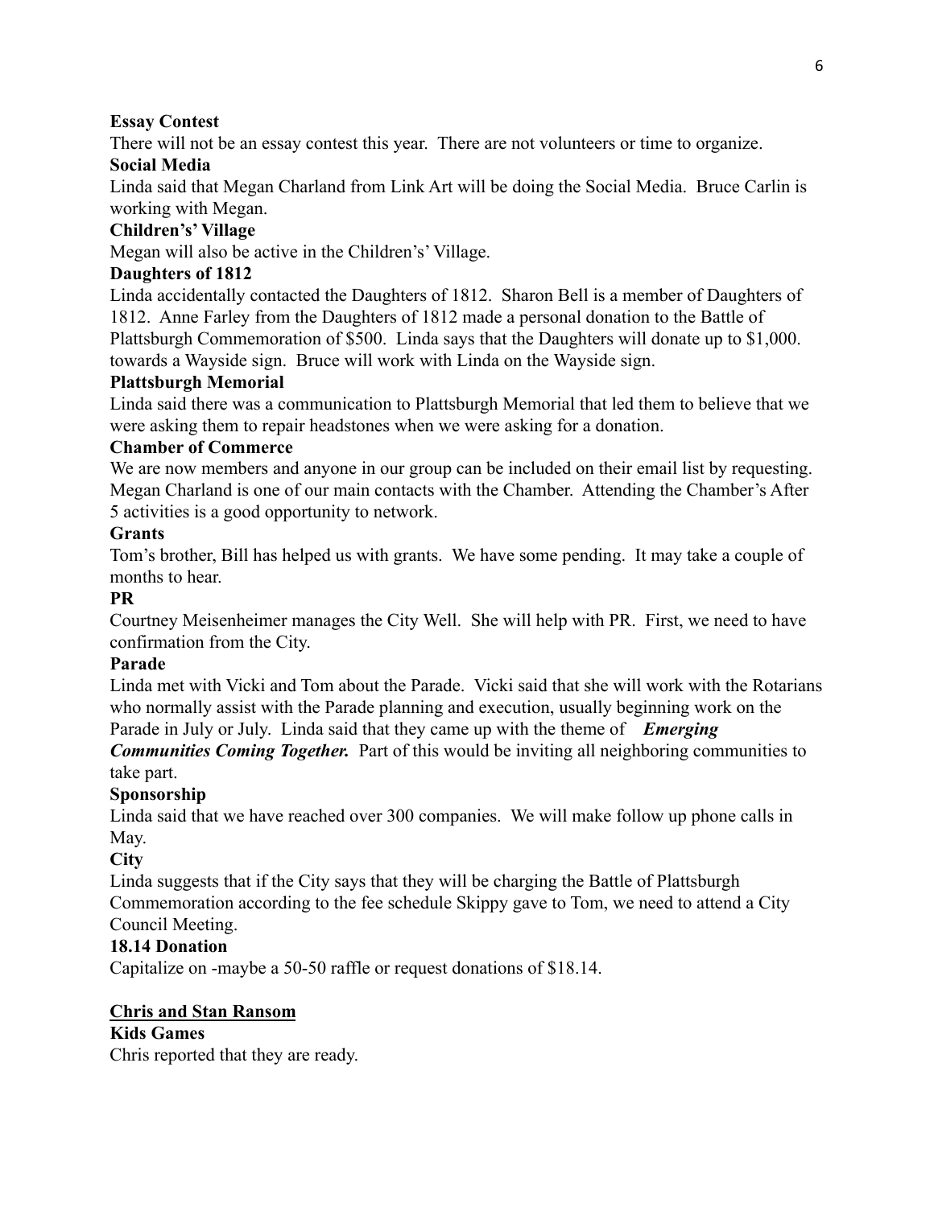**Essay Contest**

There will not be an essay contest this year. There are not volunteers or time to organize.

**Social Media**

Linda said that Megan Charland from Link Art will be doing the Social Media. Bruce Carlin is working with Megan.

**Children's' Village**

Megan will also be active in the Children's' Village.

**Daughters of 1812**

Linda accidentally contacted the Daughters of 1812. Sharon Bell is a member of Daughters of 1812. Anne Farley from the Daughters of 1812 made a personal donation to the Battle of Plattsburgh Commemoration of $500. Linda says that the Daughters will donate up to $1,000. towards a Wayside sign. Bruce will work with Linda on the Wayside sign.

**Plattsburgh Memorial**

Linda said there was a communication to Plattsburgh Memorial that led them to believe that we were asking them to repair headstones when we were asking for a donation.

**Chamber of Commerce**

We are now members and anyone in our group can be included on their email list by requesting. Megan Charland is one of our main contacts with the Chamber. Attending the Chamber's After 5 activities is a good opportunity to network.

**Grants**

Tom's brother, Bill has helped us with grants. We have some pending. It may take a couple of months to hear.

**PR**

Courtney Meisenheimer manages the City Well. She will help with PR. First, we need to have confirmation from the City.

**Parade**

Linda met with Vicki and Tom about the Parade. Vicki said that she will work with the Rotarians who normally assist with the Parade planning and execution, usually beginning work on the Parade in July or July. Linda said that they came up with the theme of ***Emerging Communities Coming Together.*** Part of this would be inviting all neighboring communities to take part.

**Sponsorship**

Linda said that we have reached over 300 companies. We will make follow up phone calls in May.

**City**

Linda suggests that if the City says that they will be charging the Battle of Plattsburgh Commemoration according to the fee schedule Skippy gave to Tom, we need to attend a City Council Meeting.

**18.14 Donation**

Capitalize on -maybe a 50-50 raffle or request donations of $18.14.

**<u>Chris and Stan Ransom</u>**

**Kids Games**

Chris reported that they are ready.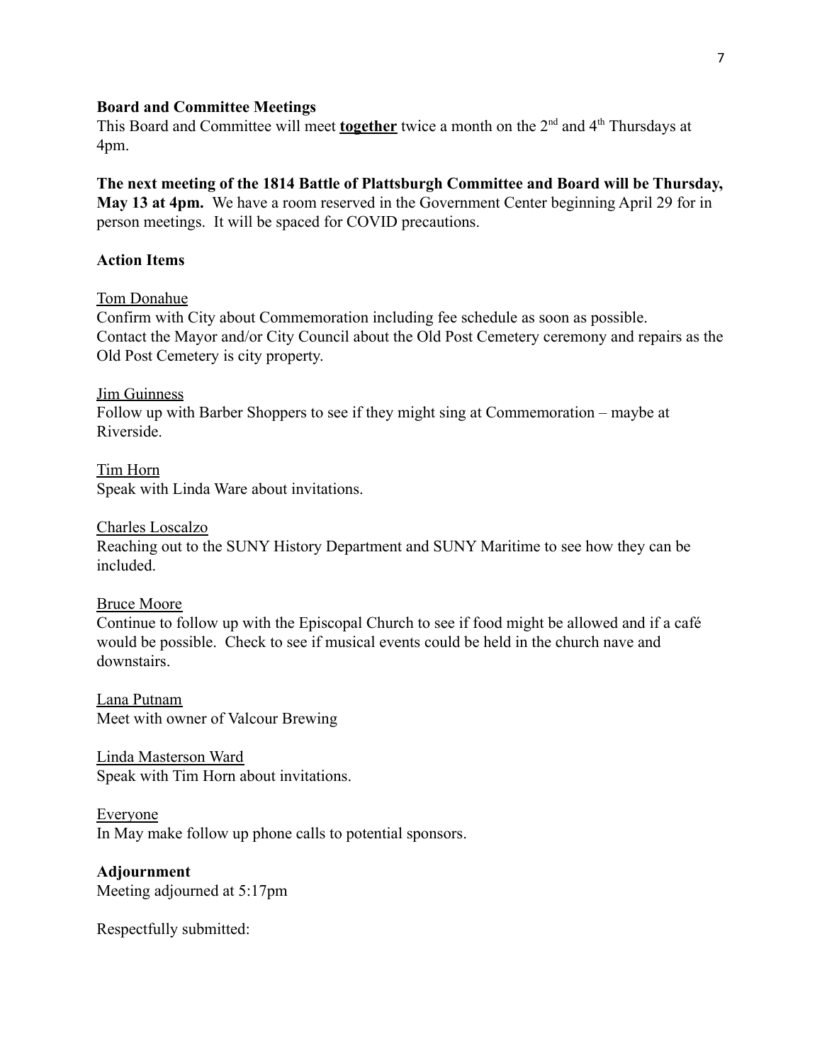**Board and Committee Meetings**
This Board and Committee will meet **together** twice a month on the 2nd and 4th Thursdays at 4pm.

**The next meeting of the 1814 Battle of Plattsburgh Committee and Board will be Thursday, May 13 at 4pm.** We have a room reserved in the Government Center beginning April 29 for in person meetings. It will be spaced for COVID precautions.

**Action Items**

Tom Donahue
Confirm with City about Commemoration including fee schedule as soon as possible.
Contact the Mayor and/or City Council about the Old Post Cemetery ceremony and repairs as the Old Post Cemetery is city property.

Jim Guinness
Follow up with Barber Shoppers to see if they might sing at Commemoration – maybe at Riverside.

Tim Horn
Speak with Linda Ware about invitations.

Charles Loscalzo
Reaching out to the SUNY History Department and SUNY Maritime to see how they can be included.

Bruce Moore
Continue to follow up with the Episcopal Church to see if food might be allowed and if a café would be possible. Check to see if musical events could be held in the church nave and downstairs.

Lana Putnam
Meet with owner of Valcour Brewing

Linda Masterson Ward
Speak with Tim Horn about invitations.

Everyone
In May make follow up phone calls to potential sponsors.

**Adjournment**
Meeting adjourned at 5:17pm

Respectfully submitted: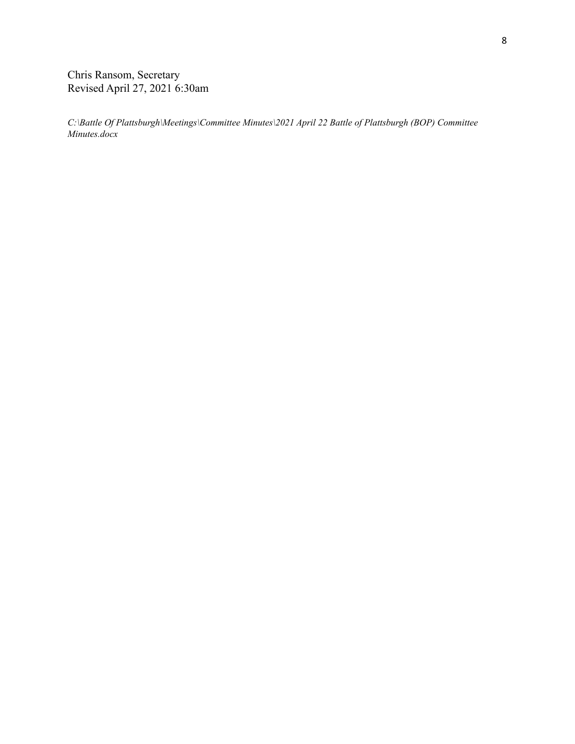Chris Ransom, Secretary
Revised April 27, 2021 6:30am

*C:\Battle Of Plattsburgh\Meetings\Committee Minutes\2021 April 22 Battle of Plattsburgh (BOP) Committee Minutes.docx*